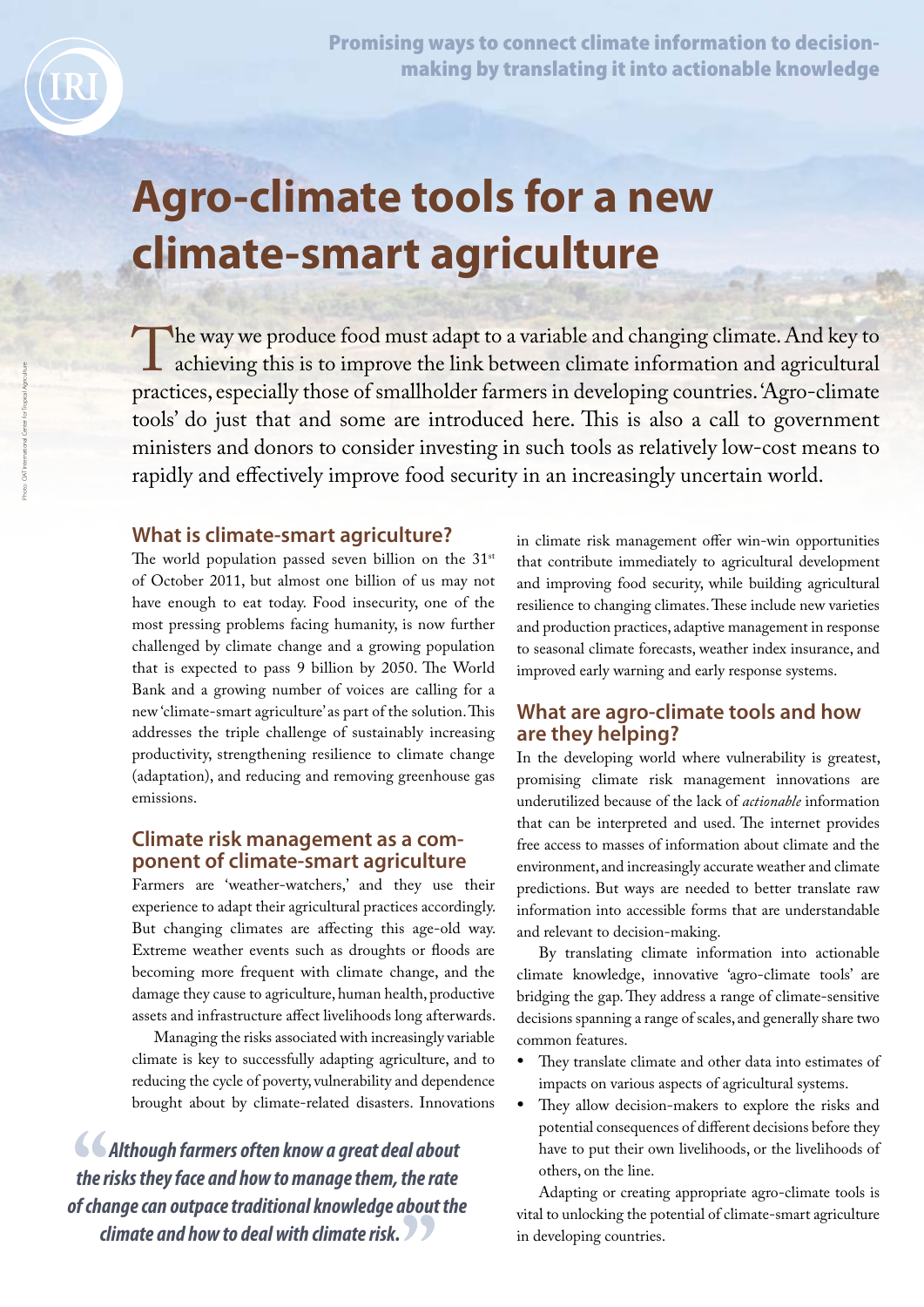Promising ways to connect climate information to decision-making by translating it into actionable knowledge

# Agro-climate tools for a new climate-smart agriculture

The way we produce food must adapt to a variable and changing climate. And key to achieving this is to improve the link between climate information and agricultural practices, especially those of smallholder farmers in developing countries. 'Agro-climate tools' do just that and some are introduced here. This is also a call to government ministers and donors to consider investing in such tools as relatively low-cost means to rapidly and effectively improve food security in an increasingly uncertain world.

Photo: CIAT International Center for Tropical Agriculture

## What is climate-smart agriculture?

The world population passed seven billion on the 31st of October 2011, but almost one billion of us may not have enough to eat today. Food insecurity, one of the most pressing problems facing humanity, is now further challenged by climate change and a growing population that is expected to pass 9 billion by 2050. The World Bank and a growing number of voices are calling for a new 'climate-smart agriculture' as part of the solution. This addresses the triple challenge of sustainably increasing productivity, strengthening resilience to climate change (adaptation), and reducing and removing greenhouse gas emissions.

## Climate risk management as a component of climate-smart agriculture

Farmers are 'weather-watchers,' and they use their experience to adapt their agricultural practices accordingly. But changing climates are affecting this age-old way. Extreme weather events such as droughts or floods are becoming more frequent with climate change, and the damage they cause to agriculture, human health, productive assets and infrastructure affect livelihoods long afterwards.

Managing the risks associated with increasingly variable climate is key to successfully adapting agriculture, and to reducing the cycle of poverty, vulnerability and dependence brought about by climate-related disasters. Innovations in climate risk management offer win-win opportunities that contribute immediately to agricultural development and improving food security, while building agricultural resilience to changing climates. These include new varieties and production practices, adaptive management in response to seasonal climate forecasts, weather index insurance, and improved early warning and early response systems.

> *Although farmers often know a great deal about the risks they face and how to manage them, the rate of change can outpace traditional knowledge about the climate and how to deal with climate risk.*

## What are agro-climate tools and how are they helping?

In the developing world where vulnerability is greatest, promising climate risk management innovations are underutilized because of the lack of *actionable* information that can be interpreted and used. The internet provides free access to masses of information about climate and the environment, and increasingly accurate weather and climate predictions. But ways are needed to better translate raw information into accessible forms that are understandable and relevant to decision-making.

By translating climate information into actionable climate knowledge, innovative 'agro-climate tools' are bridging the gap. They address a range of climate-sensitive decisions spanning a range of scales, and generally share two common features.

- They translate climate and other data into estimates of impacts on various aspects of agricultural systems.
- They allow decision-makers to explore the risks and potential consequences of different decisions before they have to put their own livelihoods, or the livelihoods of others, on the line.

Adapting or creating appropriate agro-climate tools is vital to unlocking the potential of climate-smart agriculture in developing countries.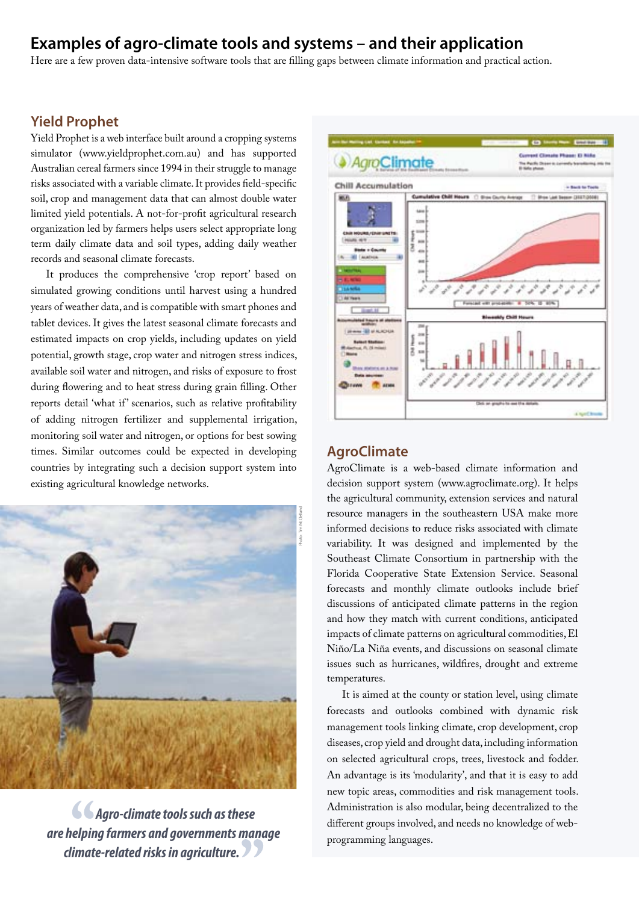## Examples of agro-climate tools and systems – and their application

Here are a few proven data-intensive software tools that are filling gaps between climate information and practical action.

### Yield Prophet

Yield Prophet is a web interface built around a cropping systems simulator (www.yieldprophet.com.au) and has supported Australian cereal farmers since 1994 in their struggle to manage risks associated with a variable climate. It provides field-specific soil, crop and management data that can almost double water limited yield potentials. A not-for-profit agricultural research organization led by farmers helps users select appropriate long term daily climate data and soil types, adding daily weather records and seasonal climate forecasts.

It produces the comprehensive 'crop report' based on simulated growing conditions until harvest using a hundred years of weather data, and is compatible with smart phones and tablet devices. It gives the latest seasonal climate forecasts and estimated impacts on crop yields, including updates on yield potential, growth stage, crop water and nitrogen stress indices, available soil water and nitrogen, and risks of exposure to frost during flowering and to heat stress during grain filling. Other reports detail 'what if' scenarios, such as relative profitability of adding nitrogen fertilizer and supplemental irrigation, monitoring soil water and nitrogen, or options for best sowing times. Similar outcomes could be expected in developing countries by integrating such a decision support system into existing agricultural knowledge networks.

Photo: Tim McClelland

*"Agro-climate tools such as these are helping farmers and governments manage climate-related risks in agriculture."*

### AgroClimate

AgroClimate is a web-based climate information and decision support system (www.agroclimate.org). It helps the agricultural community, extension services and natural resource managers in the southeastern USA make more informed decisions to reduce risks associated with climate variability. It was designed and implemented by the Southeast Climate Consortium in partnership with the Florida Cooperative State Extension Service. Seasonal forecasts and monthly climate outlooks include brief discussions of anticipated climate patterns in the region and how they match with current conditions, anticipated impacts of climate patterns on agricultural commodities, El Niño/La Niña events, and discussions on seasonal climate issues such as hurricanes, wildfires, drought and extreme temperatures.

It is aimed at the county or station level, using climate forecasts and outlooks combined with dynamic risk management tools linking climate, crop development, crop diseases, crop yield and drought data, including information on selected agricultural crops, trees, livestock and fodder. An advantage is its 'modularity', and that it is easy to add new topic areas, commodities and risk management tools. Administration is also modular, being decentralized to the different groups involved, and needs no knowledge of web-programming languages.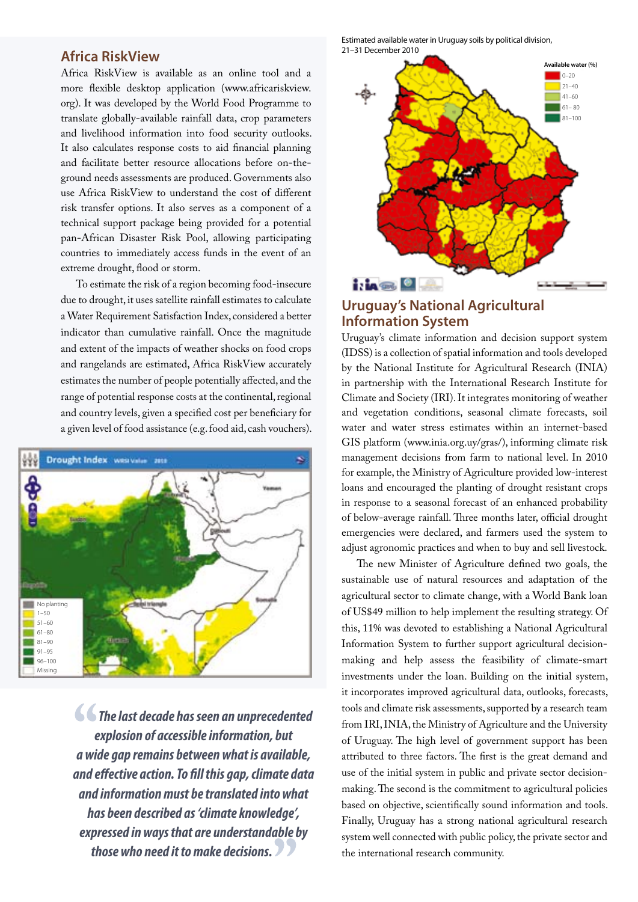## Africa RiskView

Africa RiskView is available as an online tool and a more flexible desktop application (www.africariskview.org). It was developed by the World Food Programme to translate globally-available rainfall data, crop parameters and livelihood information into food security outlooks. It also calculates response costs to aid financial planning and facilitate better resource allocations before on-the-ground needs assessments are produced. Governments also use Africa RiskView to understand the cost of different risk transfer options. It also serves as a component of a technical support package being provided for a potential pan-African Disaster Risk Pool, allowing participating countries to immediately access funds in the event of an extreme drought, flood or storm.

To estimate the risk of a region becoming food-insecure due to drought, it uses satellite rainfall estimates to calculate a Water Requirement Satisfaction Index, considered a better indicator than cumulative rainfall. Once the magnitude and extent of the impacts of weather shocks on food crops and rangelands are estimated, Africa RiskView accurately estimates the number of people potentially affected, and the range of potential response costs at the continental, regional and country levels, given a specified cost per beneficiary for a given level of food assistance (e.g. food aid, cash vouchers).

*"The last decade has seen an unprecedented explosion of accessible information, but a wide gap remains between what is available, and effective action. To fill this gap, climate data and information must be translated into what has been described as 'climate knowledge', expressed in ways that are understandable by those who need it to make decisions."*

Estimated available water in Uruguay soils by political division, 21–31 December 2010

## Uruguay's National Agricultural Information System

Uruguay's climate information and decision support system (IDSS) is a collection of spatial information and tools developed by the National Institute for Agricultural Research (INIA) in partnership with the International Research Institute for Climate and Society (IRI). It integrates monitoring of weather and vegetation conditions, seasonal climate forecasts, soil water and water stress estimates within an internet-based GIS platform (www.inia.org.uy/gras/), informing climate risk management decisions from farm to national level. In 2010 for example, the Ministry of Agriculture provided low-interest loans and encouraged the planting of drought resistant crops in response to a seasonal forecast of an enhanced probability of below-average rainfall. Three months later, official drought emergencies were declared, and farmers used the system to adjust agronomic practices and when to buy and sell livestock.

The new Minister of Agriculture defined two goals, the sustainable use of natural resources and adaptation of the agricultural sector to climate change, with a World Bank loan of US$49 million to help implement the resulting strategy. Of this, 11% was devoted to establishing a National Agricultural Information System to further support agricultural decision-making and help assess the feasibility of climate-smart investments under the loan. Building on the initial system, it incorporates improved agricultural data, outlooks, forecasts, tools and climate risk assessments, supported by a research team from IRI, INIA, the Ministry of Agriculture and the University of Uruguay. The high level of government support has been attributed to three factors. The first is the great demand and use of the initial system in public and private sector decision-making. The second is the commitment to agricultural policies based on objective, scientifically sound information and tools. Finally, Uruguay has a strong national agricultural research system well connected with public policy, the private sector and the international research community.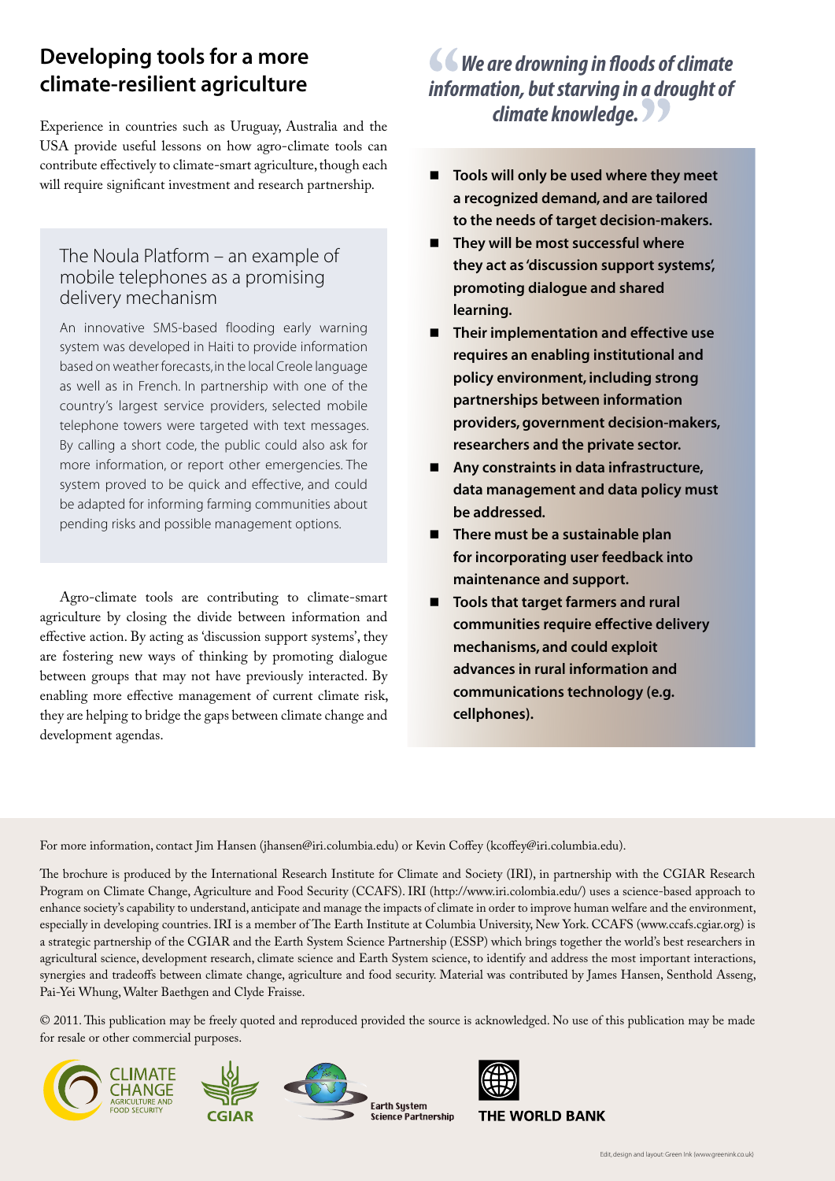## Developing tools for a more climate-resilient agriculture

Experience in countries such as Uruguay, Australia and the USA provide useful lessons on how agro-climate tools can contribute effectively to climate-smart agriculture, though each will require significant investment and research partnership.

### The Noula Platform – an example of mobile telephones as a promising delivery mechanism

An innovative SMS-based flooding early warning system was developed in Haiti to provide information based on weather forecasts, in the local Creole language as well as in French. In partnership with one of the country's largest service providers, selected mobile telephone towers were targeted with text messages. By calling a short code, the public could also ask for more information, or report other emergencies. The system proved to be quick and effective, and could be adapted for informing farming communities about pending risks and possible management options.

Agro-climate tools are contributing to climate-smart agriculture by closing the divide between information and effective action. By acting as 'discussion support systems', they are fostering new ways of thinking by promoting dialogue between groups that may not have previously interacted. By enabling more effective management of current climate risk, they are helping to bridge the gaps between climate change and development agendas.

*"We are drowning in floods of climate information, but starving in a drought of climate knowledge."*

- **Tools will only be used where they meet a recognized demand, and are tailored to the needs of target decision-makers.**
- **They will be most successful where they act as 'discussion support systems', promoting dialogue and shared learning.**
- **Their implementation and effective use requires an enabling institutional and policy environment, including strong partnerships between information providers, government decision-makers, researchers and the private sector.**
- **Any constraints in data infrastructure, data management and data policy must be addressed.**
- **There must be a sustainable plan for incorporating user feedback into maintenance and support.**
- **Tools that target farmers and rural communities require effective delivery mechanisms, and could exploit advances in rural information and communications technology (e.g. cellphones).**

For more information, contact Jim Hansen (jhansen@iri.columbia.edu) or Kevin Coffey (kcoffey@iri.columbia.edu).

The brochure is produced by the International Research Institute for Climate and Society (IRI), in partnership with the CGIAR Research Program on Climate Change, Agriculture and Food Security (CCAFS). IRI (http://www.iri.colombia.edu/) uses a science-based approach to enhance society's capability to understand, anticipate and manage the impacts of climate in order to improve human welfare and the environment, especially in developing countries. IRI is a member of The Earth Institute at Columbia University, New York. CCAFS (www.ccafs.cgiar.org) is a strategic partnership of the CGIAR and the Earth System Science Partnership (ESSP) which brings together the world's best researchers in agricultural science, development research, climate science and Earth System science, to identify and address the most important interactions, synergies and tradeoffs between climate change, agriculture and food security. Material was contributed by James Hansen, Senthold Asseng, Pai-Yei Whung, Walter Baethgen and Clyde Fraisse.

© 2011. This publication may be freely quoted and reproduced provided the source is acknowledged. No use of this publication may be made for resale or other commercial purposes.

CLIMATE CHANGE AGRICULTURE AND FOOD SECURITY

CGIAR

Earth System Science Partnership

THE WORLD BANK

Edit, design and layout: Green Ink (www.greenink.co.uk)